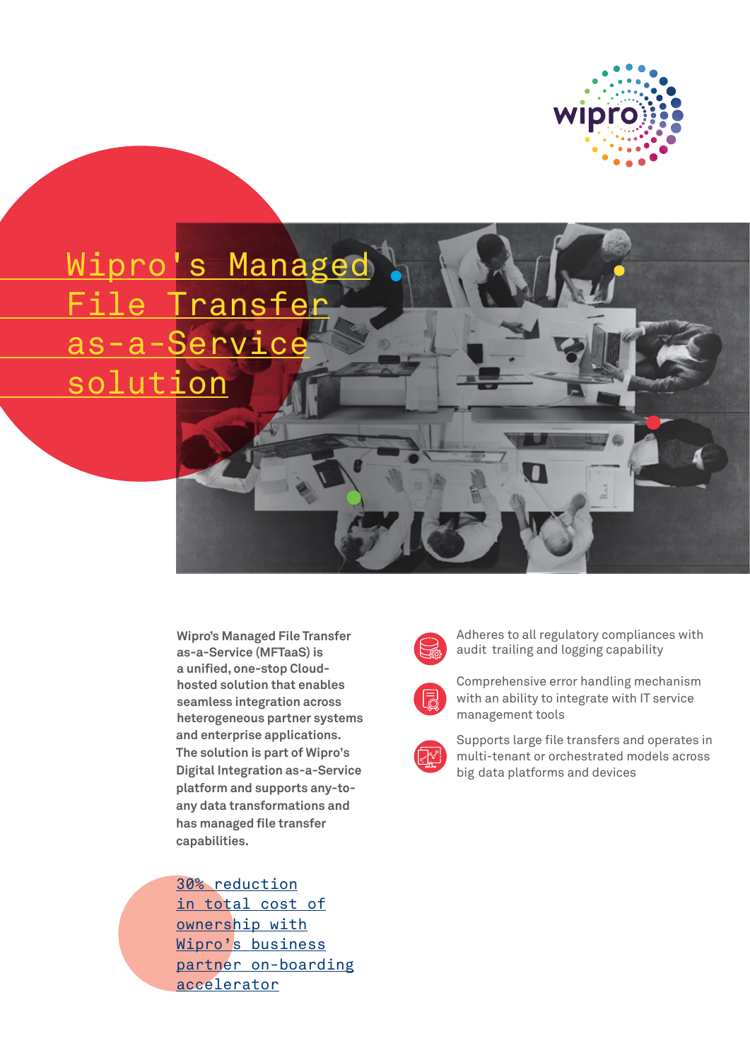# Wipro's Managed File Transfer as-a-Service solution

**Wipro's Managed File Transfer as-a-Service (MFTaaS) is a unified, one-stop Cloud-hosted solution that enables seamless integration across heterogeneous partner systems and enterprise applications. The solution is part of Wipro's Digital Integration as-a-Service platform and supports any-to-any data transformations and has managed file transfer capabilities.**

30% reduction in total cost of ownership with Wipro's business partner on-boarding accelerator

- Adheres to all regulatory compliances with audit trailing and logging capability
- Comprehensive error handling mechanism with an ability to integrate with IT service management tools
- Supports large file transfers and operates in multi-tenant or orchestrated models across big data platforms and devices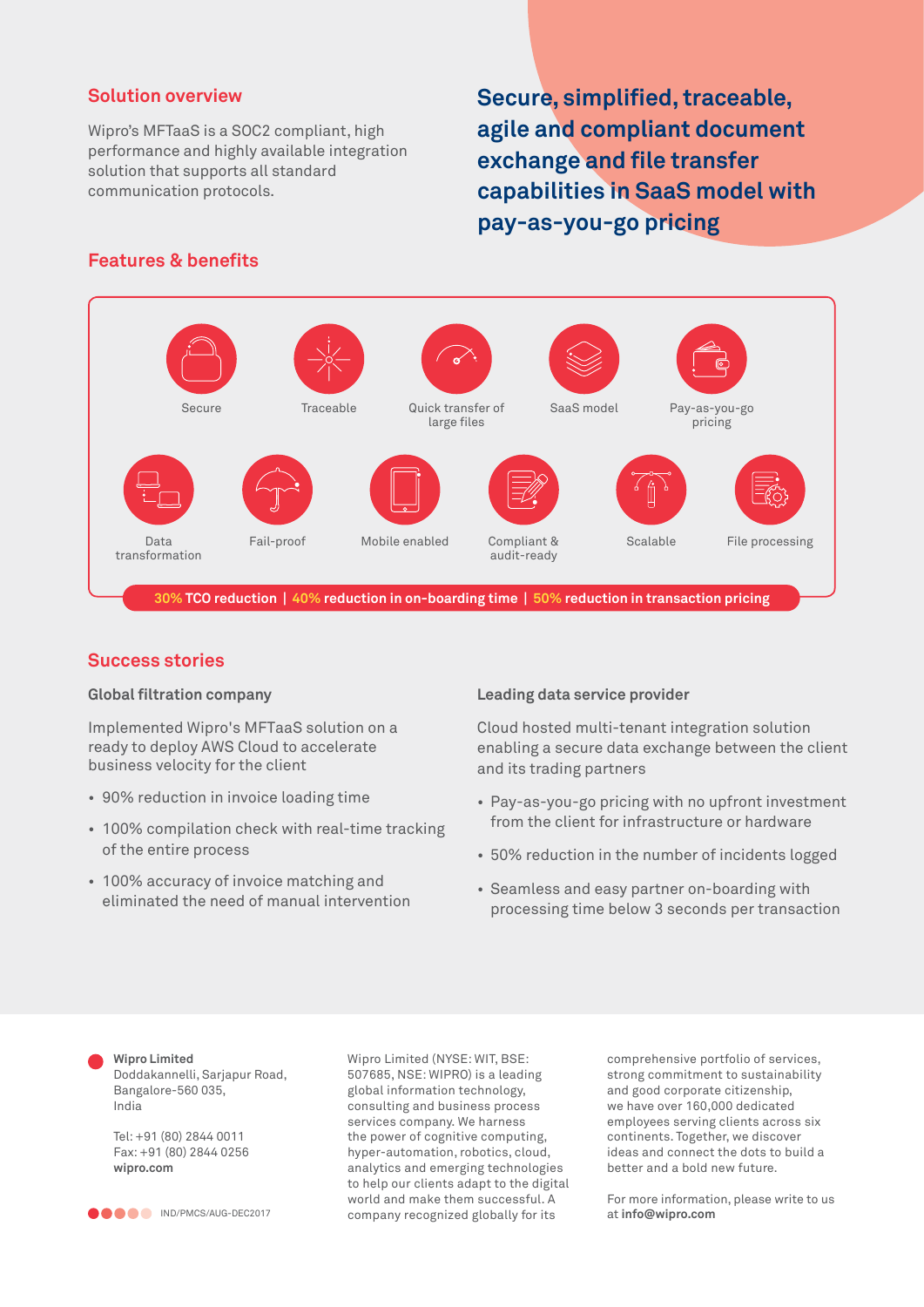## Solution overview

Wipro's MFTaaS is a SOC2 compliant, high performance and highly available integration solution that supports all standard communication protocols.

**Secure, simplified, traceable, agile and compliant document exchange and file transfer capabilities in SaaS model with pay-as-you-go pricing**

## Features & benefits

- Secure
- Traceable
- Quick transfer of large files
- SaaS model
- Pay-as-you-go pricing
- Data transformation
- Fail-proof
- Mobile enabled
- Compliant & audit-ready
- Scalable
- File processing

**30% TCO reduction | 40% reduction in on-boarding time | 50% reduction in transaction pricing**

## Success stories

### Global filtration company

Implemented Wipro's MFTaaS solution on a ready to deploy AWS Cloud to accelerate business velocity for the client

- 90% reduction in invoice loading time
- 100% compilation check with real-time tracking of the entire process
- 100% accuracy of invoice matching and eliminated the need of manual intervention

### Leading data service provider

Cloud hosted multi-tenant integration solution enabling a secure data exchange between the client and its trading partners

- Pay-as-you-go pricing with no upfront investment from the client for infrastructure or hardware
- 50% reduction in the number of incidents logged
- Seamless and easy partner on-boarding with processing time below 3 seconds per transaction

**Wipro Limited**
Doddakannelli, Sarjapur Road,
Bangalore-560 035,
India

Tel: +91 (80) 2844 0011
Fax: +91 (80) 2844 0256
**wipro.com**

Wipro Limited (NYSE: WIT, BSE: 507685, NSE: WIPRO) is a leading global information technology, consulting and business process services company. We harness the power of cognitive computing, hyper-automation, robotics, cloud, analytics and emerging technologies to help our clients adapt to the digital world and make them successful. A company recognized globally for its comprehensive portfolio of services, strong commitment to sustainability and good corporate citizenship, we have over 160,000 dedicated employees serving clients across six continents. Together, we discover ideas and connect the dots to build a better and a bold new future.

For more information, please write to us at **info@wipro.com**

IND/PMCS/AUG-DEC2017